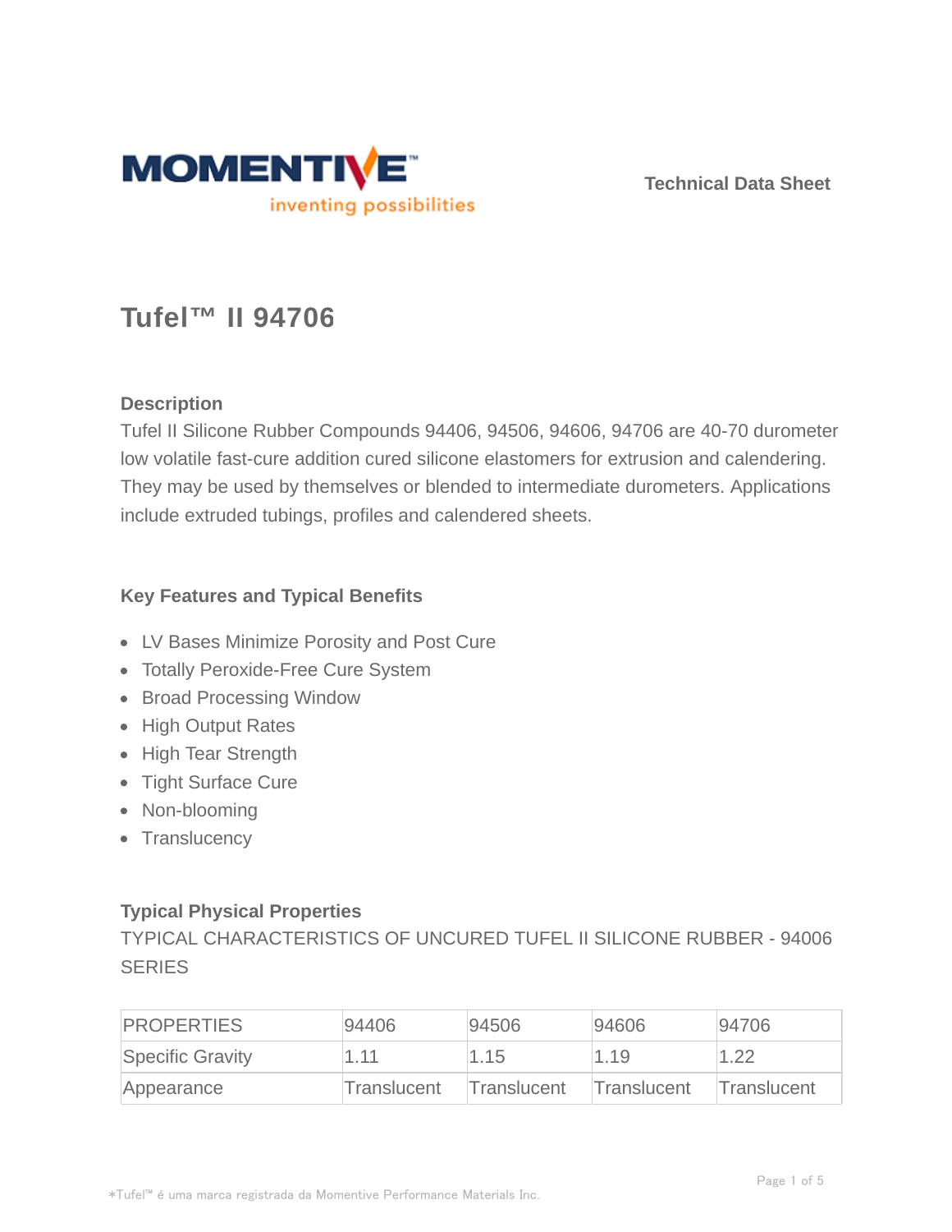Technical Data Sheet

# Tufel™ II 94706

## Description

Tufel II Silicone Rubber Compounds 94406, 94506, 94606, 94706 are 40-70 durometer low volatile fast-cure addition cured silicone elastomers for extrusion and calendering. They may be used by themselves or blended to intermediate durometers. Applications include extruded tubings, profiles and calendered sheets.

## Key Features and Typical Benefits

- LV Bases Minimize Porosity and Post Cure
- Totally Peroxide-Free Cure System
- Broad Processing Window
- High Output Rates
- High Tear Strength
- Tight Surface Cure
- Non-blooming
- Translucency

## Typical Physical Properties

TYPICAL CHARACTERISTICS OF UNCURED TUFEL II SILICONE RUBBER - 94006 SERIES

| PROPERTIES | 94406 | 94506 | 94606 | 94706 |
|---|---|---|---|---|
| Specific Gravity | 1.11 | 1.15 | 1.19 | 1.22 |
| Appearance | Translucent | Translucent | Translucent | Translucent |

*Tufel™ é uma marca registrada da Momentive Performance Materials Inc.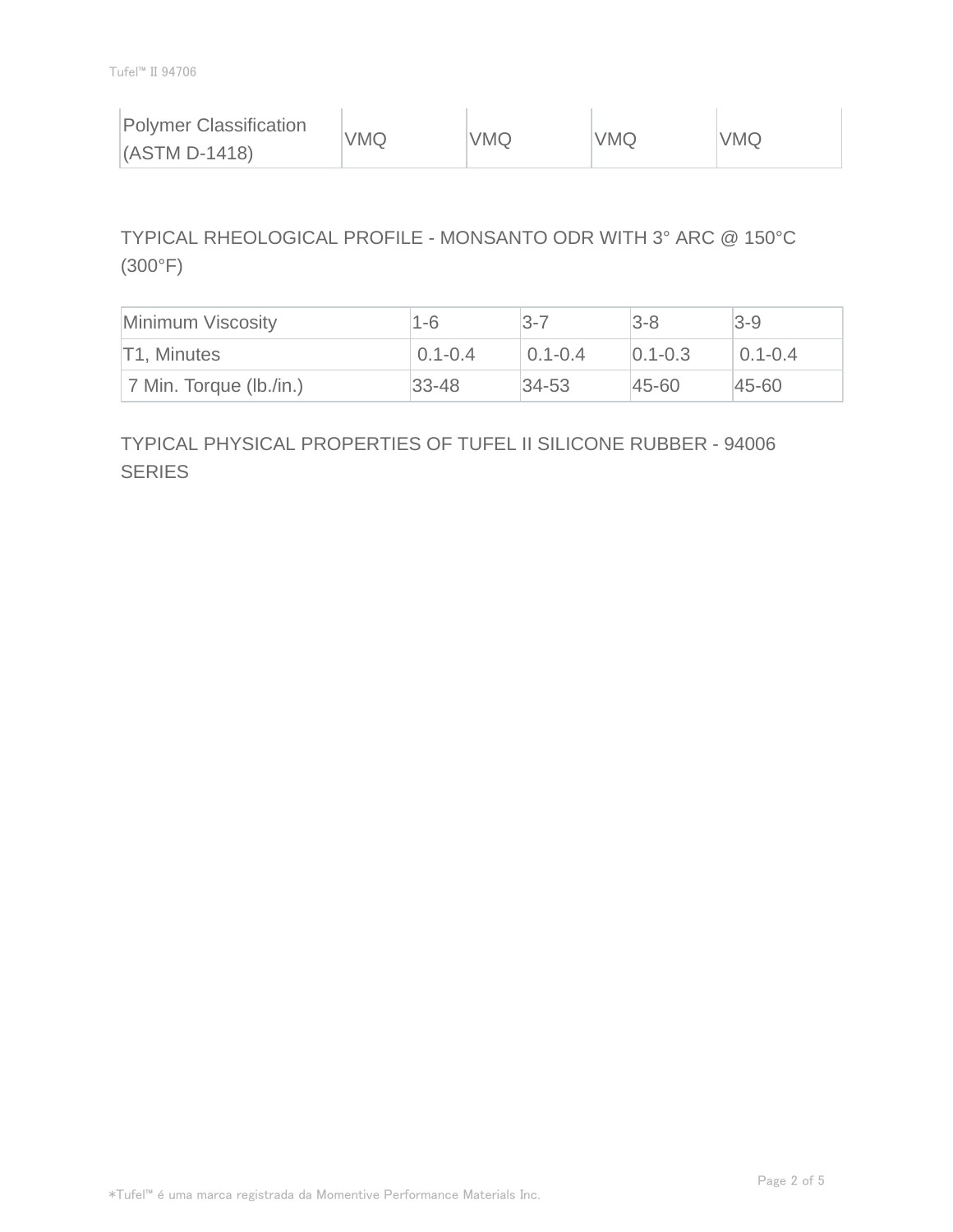| Polymer Classification (ASTM D-1418) | VMQ | VMQ | VMQ | VMQ |
|---|---|---|---|---|

## TYPICAL RHEOLOGICAL PROFILE - MONSANTO ODR WITH 3° ARC @ 150°C (300°F)

| Minimum Viscosity | 1-6 | 3-7 | 3-8 | 3-9 |
|---|---|---|---|---|
| T1, Minutes | 0.1-0.4 | 0.1-0.4 | 0.1-0.3 | 0.1-0.4 |
| 7 Min. Torque (lb./in.) | 33-48 | 34-53 | 45-60 | 45-60 |

## TYPICAL PHYSICAL PROPERTIES OF TUFEL II SILICONE RUBBER - 94006 SERIES

*Tufel™ é uma marca registrada da Momentive Performance Materials Inc.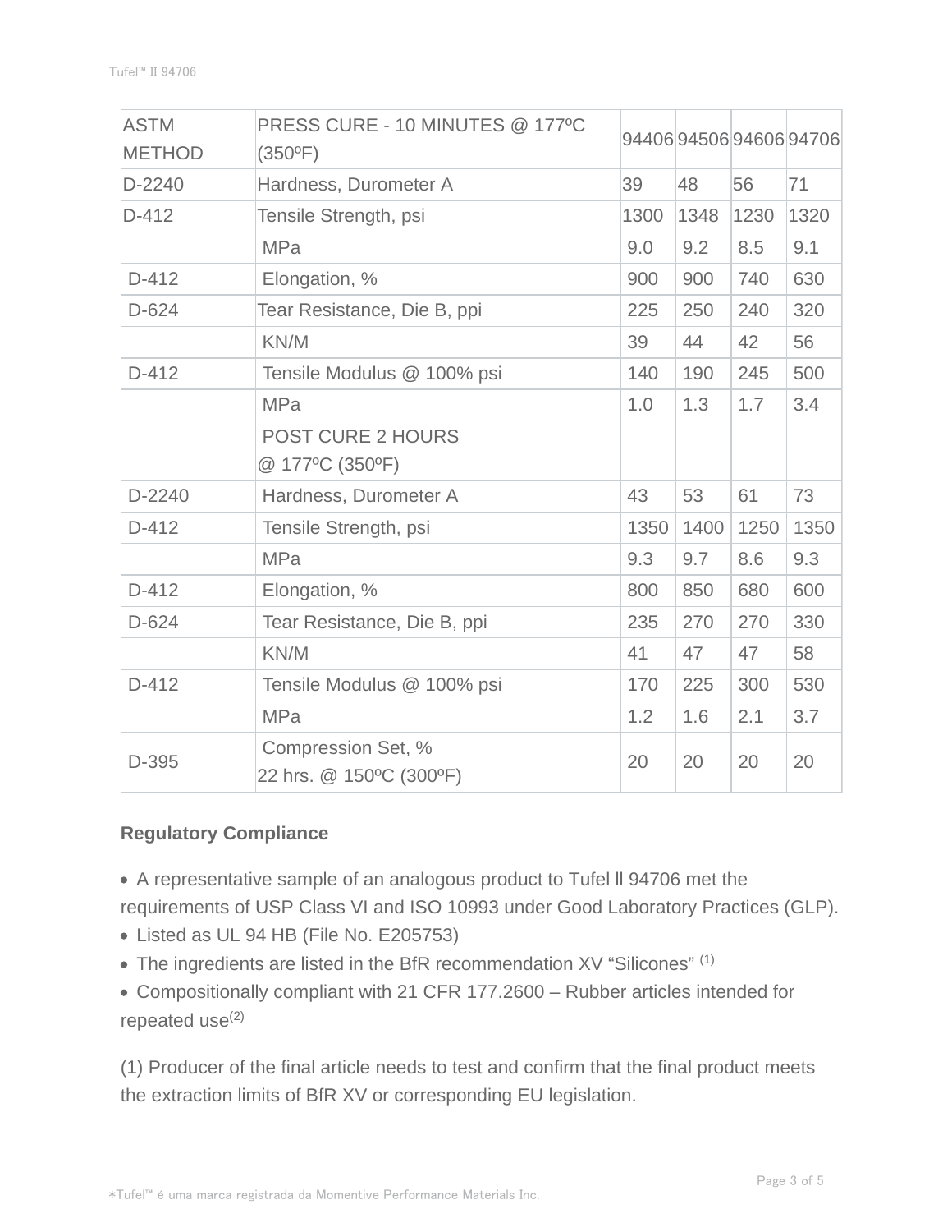| ASTM METHOD | PRESS CURE - 10 MINUTES @ 177ºC (350ºF) | 94406 | 94506 | 94606 | 94706 |
|---|---|---|---|---|---|
| D-2240 | Hardness, Durometer A | 39 | 48 | 56 | 71 |
| D-412 | Tensile Strength, psi | 1300 | 1348 | 1230 | 1320 |
| | MPa | 9.0 | 9.2 | 8.5 | 9.1 |
| D-412 | Elongation, % | 900 | 900 | 740 | 630 |
| D-624 | Tear Resistance, Die B, ppi | 225 | 250 | 240 | 320 |
| | KN/M | 39 | 44 | 42 | 56 |
| D-412 | Tensile Modulus @ 100% psi | 140 | 190 | 245 | 500 |
| | MPa | 1.0 | 1.3 | 1.7 | 3.4 |
| | POST CURE 2 HOURS @ 177ºC (350ºF) | | | | |
| D-2240 | Hardness, Durometer A | 43 | 53 | 61 | 73 |
| D-412 | Tensile Strength, psi | 1350 | 1400 | 1250 | 1350 |
| | MPa | 9.3 | 9.7 | 8.6 | 9.3 |
| D-412 | Elongation, % | 800 | 850 | 680 | 600 |
| D-624 | Tear Resistance, Die B, ppi | 235 | 270 | 270 | 330 |
| | KN/M | 41 | 47 | 47 | 58 |
| D-412 | Tensile Modulus @ 100% psi | 170 | 225 | 300 | 530 |
| | MPa | 1.2 | 1.6 | 2.1 | 3.7 |
| D-395 | Compression Set, % 22 hrs. @ 150ºC (300ºF) | 20 | 20 | 20 | 20 |

**Regulatory Compliance**

- A representative sample of an analogous product to Tufel ll 94706 met the requirements of USP Class VI and ISO 10993 under Good Laboratory Practices (GLP).
- Listed as UL 94 HB (File No. E205753)
- The ingredients are listed in the BfR recommendation XV "Silicones" (1)
- Compositionally compliant with 21 CFR 177.2600 – Rubber articles intended for repeated use(2)

(1) Producer of the final article needs to test and confirm that the final product meets the extraction limits of BfR XV or corresponding EU legislation.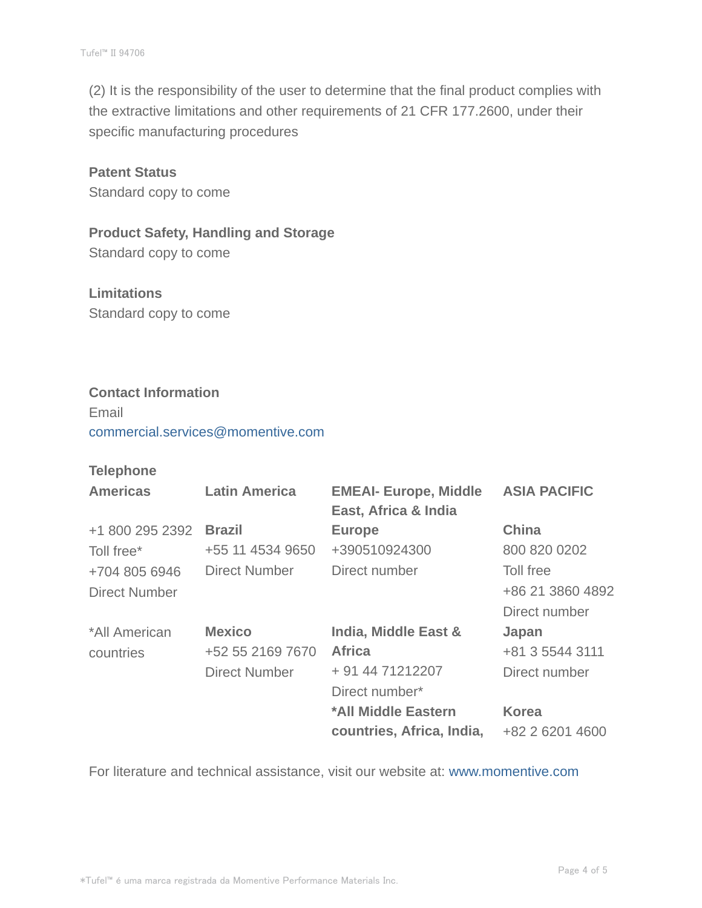(2) It is the responsibility of the user to determine that the final product complies with the extractive limitations and other requirements of 21 CFR 177.2600, under their specific manufacturing procedures

**Patent Status**

Standard copy to come

**Product Safety, Handling and Storage**

Standard copy to come

**Limitations**

Standard copy to come

**Contact Information**

Email

commercial.services@momentive.com

**Telephone**

| Americas | Latin America | EMEAI- Europe, Middle East, Africa & India | ASIA PACIFIC |
|---|---|---|---|
| +1 800 295 2392 Toll free* +704 805 6946 Direct Number | **Brazil** +55 11 4534 9650 Direct Number | **Europe** +390510924300 Direct number | **China** 800 820 0202 Toll free +86 21 3860 4892 Direct number |
| *All American countries | **Mexico** +52 55 2169 7670 Direct Number | **India, Middle East & Africa** + 91 44 71212207 Direct number* | **Japan** +81 3 5544 3111 Direct number |
| | | ***All Middle Eastern countries, Africa, India,** | **Korea** +82 2 6201 4600 |

For literature and technical assistance, visit our website at: www.momentive.com

*Tufel™ é uma marca registrada da Momentive Performance Materials Inc.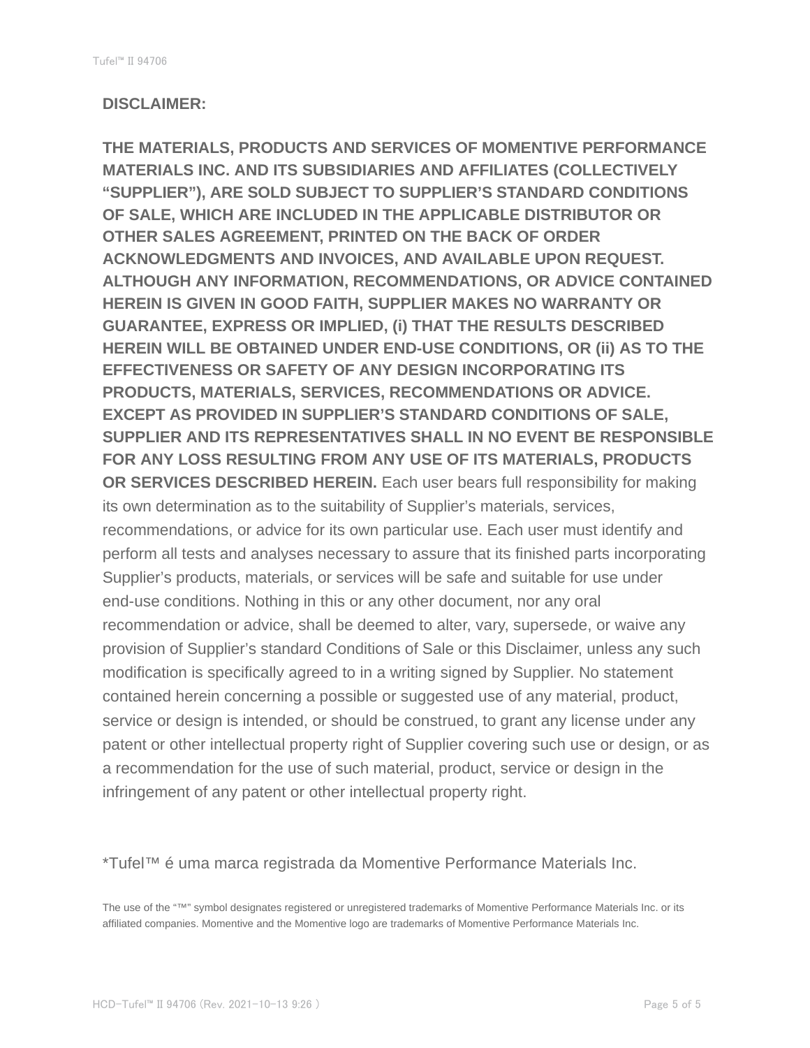**DISCLAIMER:**

**THE MATERIALS, PRODUCTS AND SERVICES OF MOMENTIVE PERFORMANCE MATERIALS INC. AND ITS SUBSIDIARIES AND AFFILIATES (COLLECTIVELY "SUPPLIER"), ARE SOLD SUBJECT TO SUPPLIER'S STANDARD CONDITIONS OF SALE, WHICH ARE INCLUDED IN THE APPLICABLE DISTRIBUTOR OR OTHER SALES AGREEMENT, PRINTED ON THE BACK OF ORDER ACKNOWLEDGMENTS AND INVOICES, AND AVAILABLE UPON REQUEST. ALTHOUGH ANY INFORMATION, RECOMMENDATIONS, OR ADVICE CONTAINED HEREIN IS GIVEN IN GOOD FAITH, SUPPLIER MAKES NO WARRANTY OR GUARANTEE, EXPRESS OR IMPLIED, (i) THAT THE RESULTS DESCRIBED HEREIN WILL BE OBTAINED UNDER END-USE CONDITIONS, OR (ii) AS TO THE EFFECTIVENESS OR SAFETY OF ANY DESIGN INCORPORATING ITS PRODUCTS, MATERIALS, SERVICES, RECOMMENDATIONS OR ADVICE. EXCEPT AS PROVIDED IN SUPPLIER'S STANDARD CONDITIONS OF SALE, SUPPLIER AND ITS REPRESENTATIVES SHALL IN NO EVENT BE RESPONSIBLE FOR ANY LOSS RESULTING FROM ANY USE OF ITS MATERIALS, PRODUCTS OR SERVICES DESCRIBED HEREIN.** Each user bears full responsibility for making its own determination as to the suitability of Supplier's materials, services, recommendations, or advice for its own particular use. Each user must identify and perform all tests and analyses necessary to assure that its finished parts incorporating Supplier's products, materials, or services will be safe and suitable for use under end-use conditions. Nothing in this or any other document, nor any oral recommendation or advice, shall be deemed to alter, vary, supersede, or waive any provision of Supplier's standard Conditions of Sale or this Disclaimer, unless any such modification is specifically agreed to in a writing signed by Supplier. No statement contained herein concerning a possible or suggested use of any material, product, service or design is intended, or should be construed, to grant any license under any patent or other intellectual property right of Supplier covering such use or design, or as a recommendation for the use of such material, product, service or design in the infringement of any patent or other intellectual property right.

*Tufel™ é uma marca registrada da Momentive Performance Materials Inc.

The use of the "™" symbol designates registered or unregistered trademarks of Momentive Performance Materials Inc. or its affiliated companies. Momentive and the Momentive logo are trademarks of Momentive Performance Materials Inc.